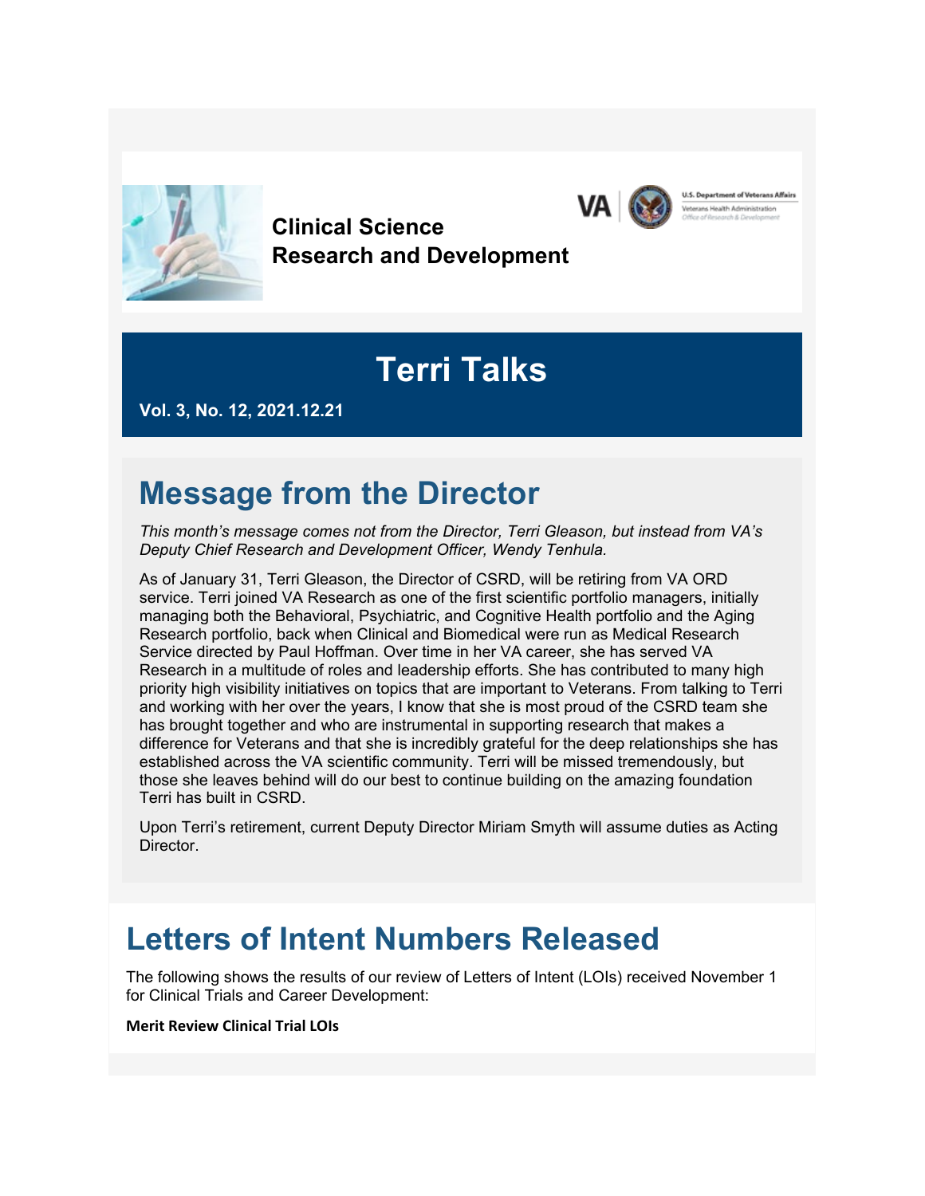**Clinical Science Research and Development**

U.S. Department of Veterans Affairs
Veterans Health Administration
Office of Research & Development

# Terri Talks

**Vol. 3, No. 12, 2021.12.21**

## Message from the Director

*This month's message comes not from the Director, Terri Gleason, but instead from VA's Deputy Chief Research and Development Officer, Wendy Tenhula.*

As of January 31, Terri Gleason, the Director of CSRD, will be retiring from VA ORD service. Terri joined VA Research as one of the first scientific portfolio managers, initially managing both the Behavioral, Psychiatric, and Cognitive Health portfolio and the Aging Research portfolio, back when Clinical and Biomedical were run as Medical Research Service directed by Paul Hoffman. Over time in her VA career, she has served VA Research in a multitude of roles and leadership efforts. She has contributed to many high priority high visibility initiatives on topics that are important to Veterans. From talking to Terri and working with her over the years, I know that she is most proud of the CSRD team she has brought together and who are instrumental in supporting research that makes a difference for Veterans and that she is incredibly grateful for the deep relationships she has established across the VA scientific community. Terri will be missed tremendously, but those she leaves behind will do our best to continue building on the amazing foundation Terri has built in CSRD.

Upon Terri's retirement, current Deputy Director Miriam Smyth will assume duties as Acting Director.

## Letters of Intent Numbers Released

The following shows the results of our review of Letters of Intent (LOIs) received November 1 for Clinical Trials and Career Development:

**Merit Review Clinical Trial LOIs**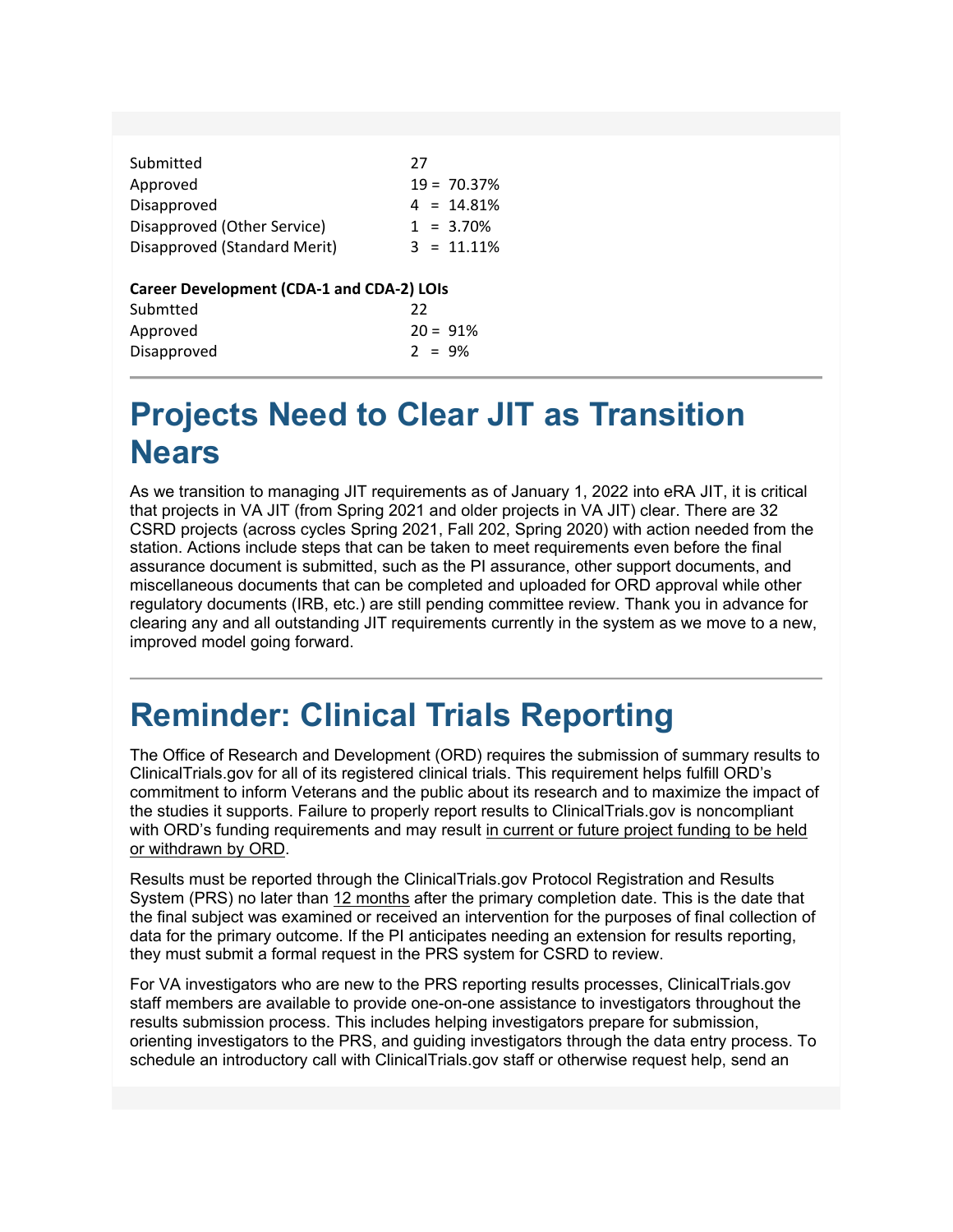| | |
|---|---|
| Submitted | 27 |
| Approved | 19 = 70.37% |
| Disapproved | 4 = 14.81% |
| Disapproved (Other Service) | 1 = 3.70% |
| Disapproved (Standard Merit) | 3 = 11.11% |

**Career Development (CDA-1 and CDA-2) LOIs**

| | |
|---|---|
| Submtted | 22 |
| Approved | 20 = 91% |
| Disapproved | 2 = 9% |

---

# Projects Need to Clear JIT as Transition Nears

As we transition to managing JIT requirements as of January 1, 2022 into eRA JIT, it is critical that projects in VA JIT (from Spring 2021 and older projects in VA JIT) clear. There are 32 CSRD projects (across cycles Spring 2021, Fall 202, Spring 2020) with action needed from the station. Actions include steps that can be taken to meet requirements even before the final assurance document is submitted, such as the PI assurance, other support documents, and miscellaneous documents that can be completed and uploaded for ORD approval while other regulatory documents (IRB, etc.) are still pending committee review. Thank you in advance for clearing any and all outstanding JIT requirements currently in the system as we move to a new, improved model going forward.

---

# Reminder: Clinical Trials Reporting

The Office of Research and Development (ORD) requires the submission of summary results to ClinicalTrials.gov for all of its registered clinical trials. This requirement helps fulfill ORD's commitment to inform Veterans and the public about its research and to maximize the impact of the studies it supports. Failure to properly report results to ClinicalTrials.gov is noncompliant with ORD's funding requirements and may result in current or future project funding to be held or withdrawn by ORD.

Results must be reported through the ClinicalTrials.gov Protocol Registration and Results System (PRS) no later than 12 months after the primary completion date. This is the date that the final subject was examined or received an intervention for the purposes of final collection of data for the primary outcome. If the PI anticipates needing an extension for results reporting, they must submit a formal request in the PRS system for CSRD to review.

For VA investigators who are new to the PRS reporting results processes, ClinicalTrials.gov staff members are available to provide one-on-one assistance to investigators throughout the results submission process. This includes helping investigators prepare for submission, orienting investigators to the PRS, and guiding investigators through the data entry process. To schedule an introductory call with ClinicalTrials.gov staff or otherwise request help, send an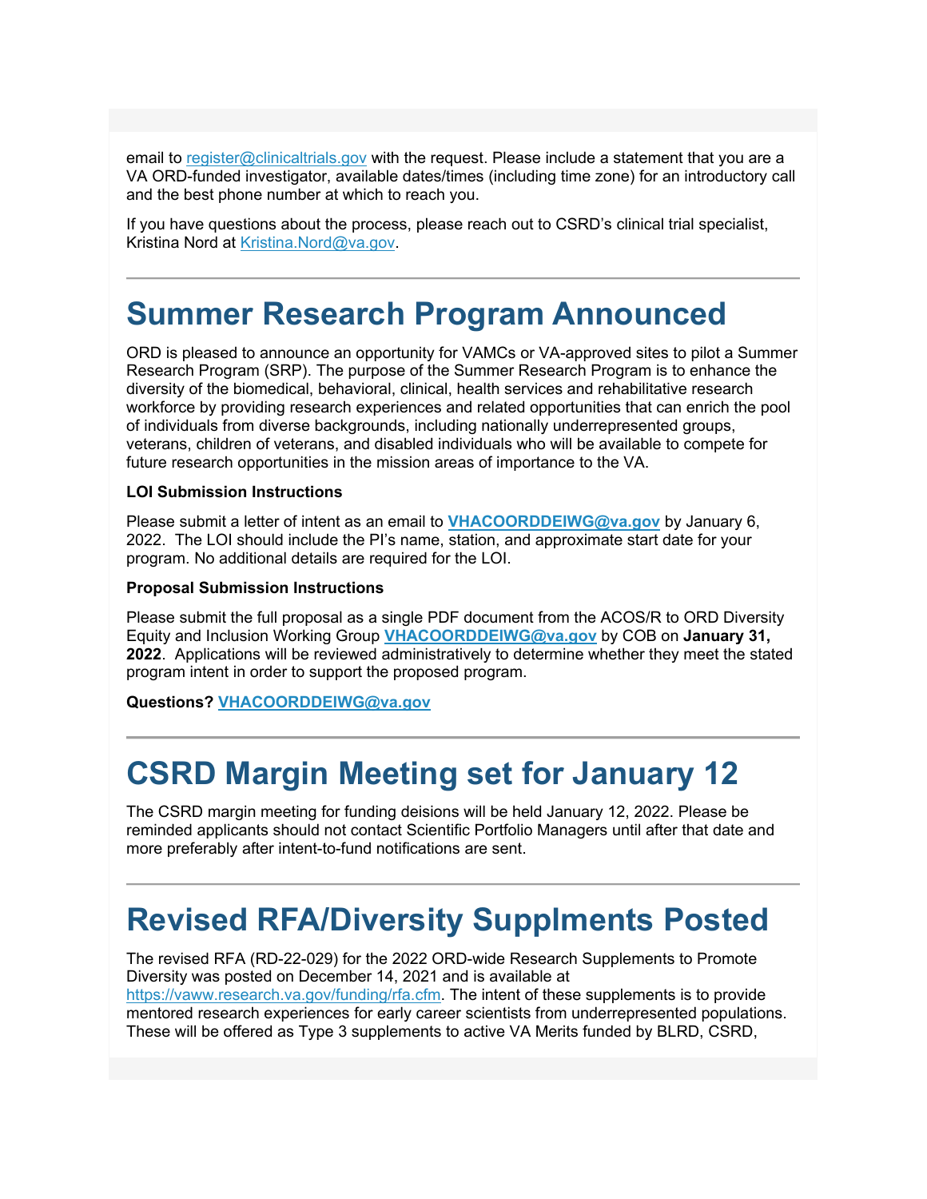email to [register@clinicaltrials.gov](mailto:register@clinicaltrials.gov) with the request. Please include a statement that you are a VA ORD-funded investigator, available dates/times (including time zone) for an introductory call and the best phone number at which to reach you.

If you have questions about the process, please reach out to CSRD's clinical trial specialist, Kristina Nord at [Kristina.Nord@va.gov](mailto:Kristina.Nord@va.gov).

---

# Summer Research Program Announced

ORD is pleased to announce an opportunity for VAMCs or VA-approved sites to pilot a Summer Research Program (SRP). The purpose of the Summer Research Program is to enhance the diversity of the biomedical, behavioral, clinical, health services and rehabilitative research workforce by providing research experiences and related opportunities that can enrich the pool of individuals from diverse backgrounds, including nationally underrepresented groups, veterans, children of veterans, and disabled individuals who will be available to compete for future research opportunities in the mission areas of importance to the VA.

**LOI Submission Instructions**

Please submit a letter of intent as an email to **[VHACOORDDEIWG@va.gov](mailto:VHACOORDDEIWG@va.gov)** by January 6, 2022. The LOI should include the PI's name, station, and approximate start date for your program. No additional details are required for the LOI.

**Proposal Submission Instructions**

Please submit the full proposal as a single PDF document from the ACOS/R to ORD Diversity Equity and Inclusion Working Group **[VHACOORDDEIWG@va.gov](mailto:VHACOORDDEIWG@va.gov)** by COB on **January 31, 2022**. Applications will be reviewed administratively to determine whether they meet the stated program intent in order to support the proposed program.

**Questions? [VHACOORDDEIWG@va.gov](mailto:VHACOORDDEIWG@va.gov)**

---

# CSRD Margin Meeting set for January 12

The CSRD margin meeting for funding deisions will be held January 12, 2022. Please be reminded applicants should not contact Scientific Portfolio Managers until after that date and more preferably after intent-to-fund notifications are sent.

---

# Revised RFA/Diversity Supplments Posted

The revised RFA (RD-22-029) for the 2022 ORD-wide Research Supplements to Promote Diversity was posted on December 14, 2021 and is available at [https://vaww.research.va.gov/funding/rfa.cfm](https://vaww.research.va.gov/funding/rfa.cfm). The intent of these supplements is to provide mentored research experiences for early career scientists from underrepresented populations. These will be offered as Type 3 supplements to active VA Merits funded by BLRD, CSRD,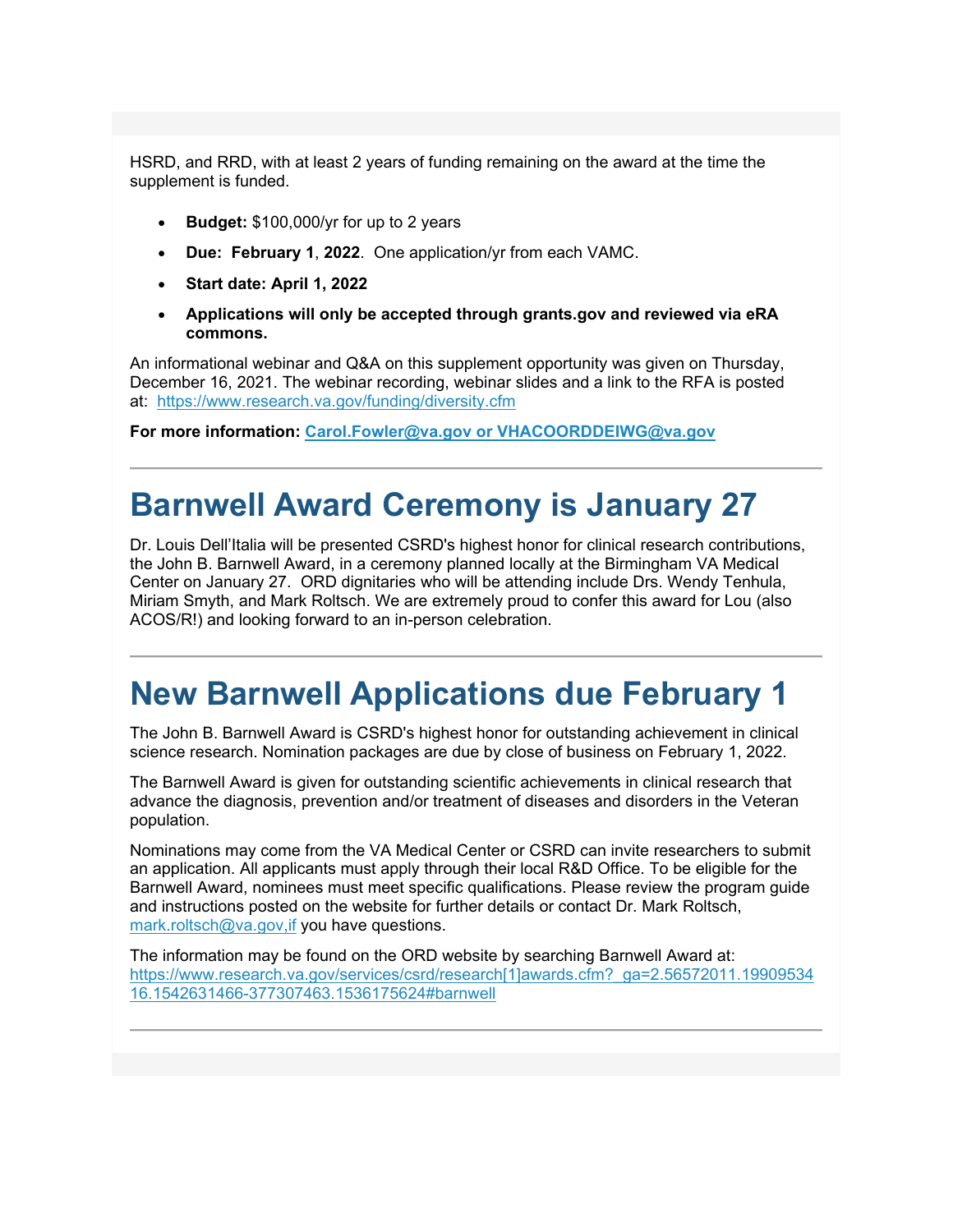HSRD, and RRD, with at least 2 years of funding remaining on the award at the time the supplement is funded.

- **Budget:** $100,000/yr for up to 2 years
- **Due: February 1**, **2022**. One application/yr from each VAMC.
- **Start date: April 1, 2022**
- **Applications will only be accepted through grants.gov and reviewed via eRA commons.**

An informational webinar and Q&A on this supplement opportunity was given on Thursday, December 16, 2021. The webinar recording, webinar slides and a link to the RFA is posted at: https://www.research.va.gov/funding/diversity.cfm

**For more information: Carol.Fowler@va.gov or VHACOORDDEIWG@va.gov**

---

# Barnwell Award Ceremony is January 27

Dr. Louis Dell'Italia will be presented CSRD's highest honor for clinical research contributions, the John B. Barnwell Award, in a ceremony planned locally at the Birmingham VA Medical Center on January 27. ORD dignitaries who will be attending include Drs. Wendy Tenhula, Miriam Smyth, and Mark Roltsch. We are extremely proud to confer this award for Lou (also ACOS/R!) and looking forward to an in-person celebration.

---

# New Barnwell Applications due February 1

The John B. Barnwell Award is CSRD's highest honor for outstanding achievement in clinical science research. Nomination packages are due by close of business on February 1, 2022.

The Barnwell Award is given for outstanding scientific achievements in clinical research that advance the diagnosis, prevention and/or treatment of diseases and disorders in the Veteran population.

Nominations may come from the VA Medical Center or CSRD can invite researchers to submit an application. All applicants must apply through their local R&D Office. To be eligible for the Barnwell Award, nominees must meet specific qualifications. Please review the program guide and instructions posted on the website for further details or contact Dr. Mark Roltsch, mark.roltsch@va.gov,if you have questions.

The information may be found on the ORD website by searching Barnwell Award at: https://www.research.va.gov/services/csrd/research[1]awards.cfm?_ga=2.56572011.1990953416.1542631466-377307463.1536175624#barnwell

---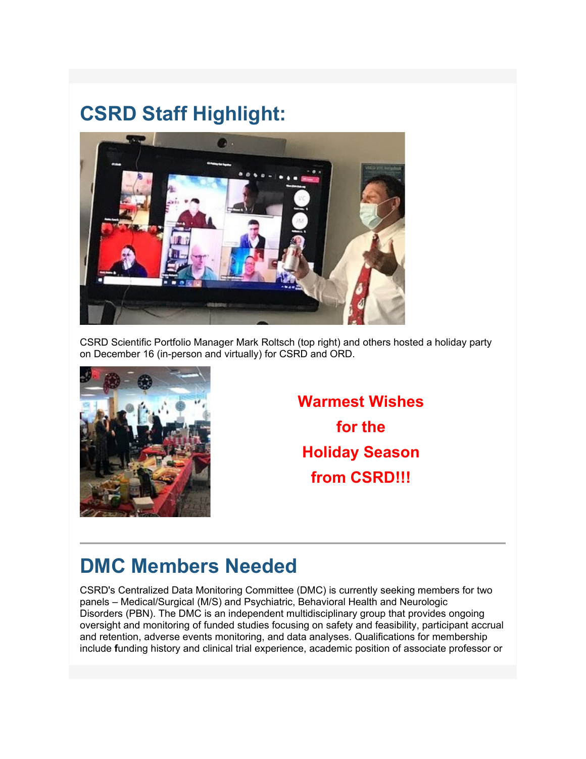## CSRD Staff Highlight:

CSRD Scientific Portfolio Manager Mark Roltsch (top right) and others hosted a holiday party on December 16 (in-person and virtually) for CSRD and ORD.

**Warmest Wishes for the Holiday Season from CSRD!!!**

---

## DMC Members Needed

CSRD's Centralized Data Monitoring Committee (DMC) is currently seeking members for two panels – Medical/Surgical (M/S) and Psychiatric, Behavioral Health and Neurologic Disorders (PBN). The DMC is an independent multidisciplinary group that provides ongoing oversight and monitoring of funded studies focusing on safety and feasibility, participant accrual and retention, adverse events monitoring, and data analyses. Qualifications for membership include funding history and clinical trial experience, academic position of associate professor or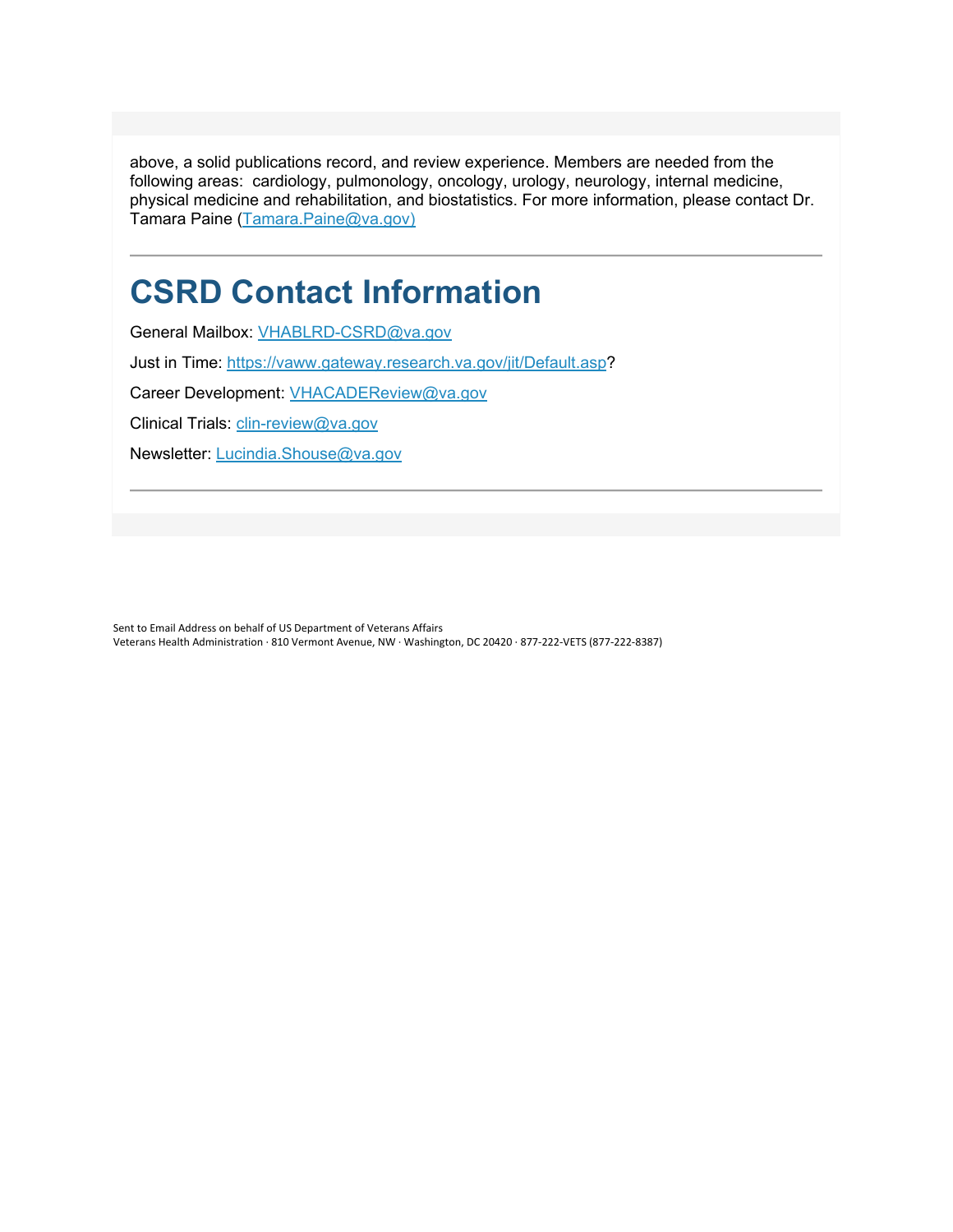above, a solid publications record, and review experience. Members are needed from the following areas: cardiology, pulmonology, oncology, urology, neurology, internal medicine, physical medicine and rehabilitation, and biostatistics. For more information, please contact Dr. Tamara Paine (Tamara.Paine@va.gov)

---

# CSRD Contact Information

General Mailbox: VHABLRD-CSRD@va.gov

Just in Time: https://vaww.gateway.research.va.gov/jit/Default.asp?

Career Development: VHACADEReview@va.gov

Clinical Trials: clin-review@va.gov

Newsletter: Lucindia.Shouse@va.gov

---

Sent to Email Address on behalf of US Department of Veterans Affairs
Veterans Health Administration · 810 Vermont Avenue, NW · Washington, DC 20420 · 877-222-VETS (877-222-8387)